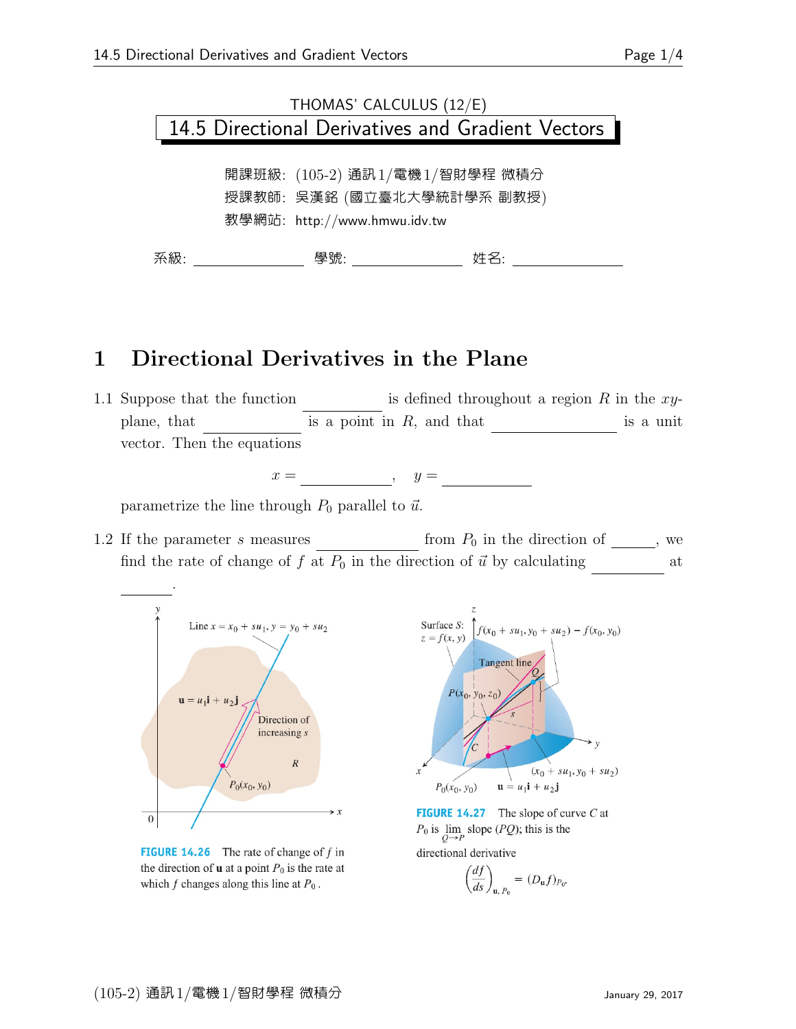THOMAS' CALCULUS (12/E)

# 14.5 Directional Derivatives and Gradient Vectors

開課班級: (105-2) 通訊1/電機1/智財學程 微積分
授課教師: 吳漢銘 (國立臺北大學統計學系 副教授)
教學網站: http://www.hmwu.idv.tw

系級: ______________ 學號: ______________ 姓名: ______________

## 1 Directional Derivatives in the Plane

1.1 Suppose that the function __________ is defined throughout a region $R$ in the $xy$-plane, that __________ is a point in $R$, and that ______________ is a unit vector. Then the equations

$$x = \underline{\qquad\qquad}, \quad y = \underline{\qquad\qquad}$$

parametrize the line through $P_0$ parallel to $\vec{u}$.

1.2 If the parameter $s$ measures ____________ from $P_0$ in the direction of _____, we find the rate of change of $f$ at $P_0$ in the direction of $\vec{u}$ by calculating _________ at ______.

FIGURE 14.26 The rate of change of $f$ in the direction of $\mathbf{u}$ at a point $P_0$ is the rate at which $f$ changes along this line at $P_0$.

FIGURE 14.27 The slope of curve $C$ at $P_0$ is $\lim_{Q \to P}$ slope $(PQ)$; this is the directional derivative

$$\left(\frac{df}{ds}\right)_{\mathbf{u}, P_0} = (D_{\mathbf{u}} f)_{P_0}.$$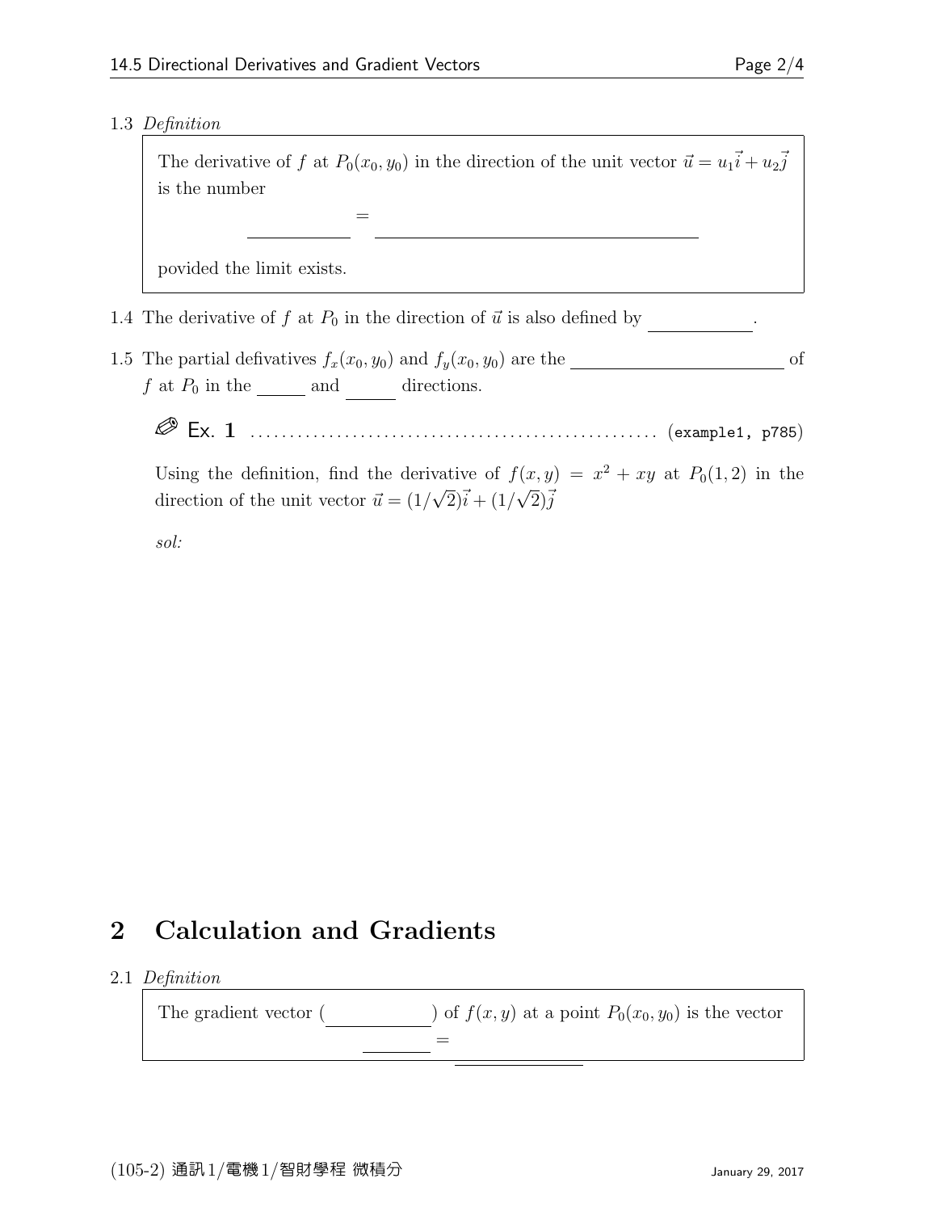1.3 *Definition*

> The derivative of $f$ at $P_0(x_0, y_0)$ in the direction of the unit vector $\vec{u} = u_1\vec{i} + u_2\vec{j}$ is the number
>
> $$\underline{\hspace{2cm}} = \underline{\hspace{6cm}}$$
>
> povided the limit exists.

1.4 The derivative of $f$ at $P_0$ in the direction of $\vec{u}$ is also defined by \_\_\_\_\_\_\_\_\_\_.

1.5 The partial defivatives $f_x(x_0, y_0)$ and $f_y(x_0, y_0)$ are the \_\_\_\_\_\_\_\_\_\_\_\_\_\_\_\_\_\_\_\_ of $f$ at $P_0$ in the \_\_\_\_\_ and \_\_\_\_\_ directions.

**Ex. 1** .................................................. (example1, p785)

Using the definition, find the derivative of $f(x, y) = x^2 + xy$ at $P_0(1, 2)$ in the direction of the unit vector $\vec{u} = (1/\sqrt{2})\vec{i} + (1/\sqrt{2})\vec{j}$

*sol:*

# 2 Calculation and Gradients

2.1 *Definition*

> The gradient vector (\_\_\_\_\_\_\_\_\_\_) of $f(x, y)$ at a point $P_0(x_0, y_0)$ is the vector
>
> $$\underline{\hspace{1.5cm}} = \underline{\hspace{2.5cm}}$$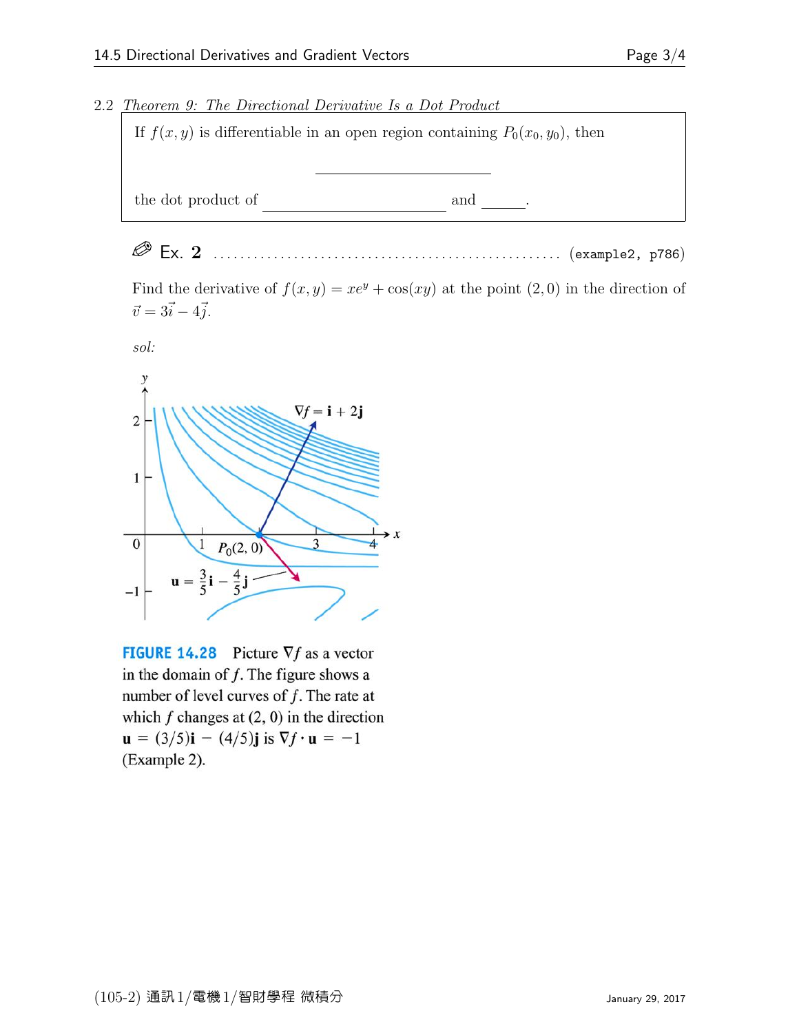## 2.2 *Theorem 9: The Directional Derivative Is a Dot Product*

> If $f(x, y)$ is differentiable in an open region containing $P_0(x_0, y_0)$, then
>
> \_\_\_\_\_\_\_\_\_\_\_\_\_\_\_\_\_\_\_\_
>
> the dot product of \_\_\_\_\_\_\_\_\_\_\_\_\_\_\_\_\_\_\_\_ and \_\_\_\_\_\_.

✎ **Ex. 2** .................................................. (example2, p786)

Find the derivative of $f(x, y) = xe^y + \cos(xy)$ at the point $(2, 0)$ in the direction of $\vec{v} = 3\vec{i} - 4\vec{j}$.

*sol:*

**FIGURE 14.28** Picture $\nabla f$ as a vector in the domain of $f$. The figure shows a number of level curves of $f$. The rate at which $f$ changes at $(2, 0)$ in the direction $\mathbf{u} = (3/5)\mathbf{i} - (4/5)\mathbf{j}$ is $\nabla f \cdot \mathbf{u} = -1$ (Example 2).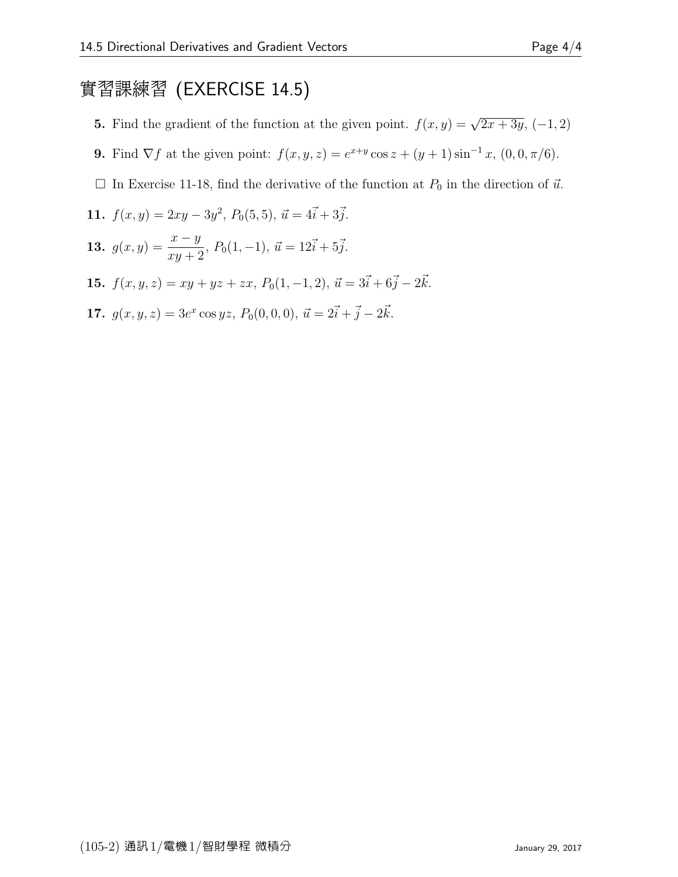# 實習課練習 (EXERCISE 14.5)

**5.** Find the gradient of the function at the given point. $f(x,y) = \sqrt{2x+3y}$, $(-1,2)$

**9.** Find $\nabla f$ at the given point: $f(x,y,z) = e^{x+y}\cos z + (y+1)\sin^{-1} x$, $(0,0,\pi/6)$.

☐ In Exercise 11-18, find the derivative of the function at $P_0$ in the direction of $\vec{u}$.

**11.** $f(x,y) = 2xy - 3y^2$, $P_0(5,5)$, $\vec{u} = 4\vec{i} + 3\vec{j}$.

**13.** $g(x,y) = \dfrac{x-y}{xy+2}$, $P_0(1,-1)$, $\vec{u} = 12\vec{i} + 5\vec{j}$.

**15.** $f(x,y,z) = xy + yz + zx$, $P_0(1,-1,2)$, $\vec{u} = 3\vec{i} + 6\vec{j} - 2\vec{k}$.

**17.** $g(x,y,z) = 3e^x \cos yz$, $P_0(0,0,0)$, $\vec{u} = 2\vec{i} + \vec{j} - 2\vec{k}$.